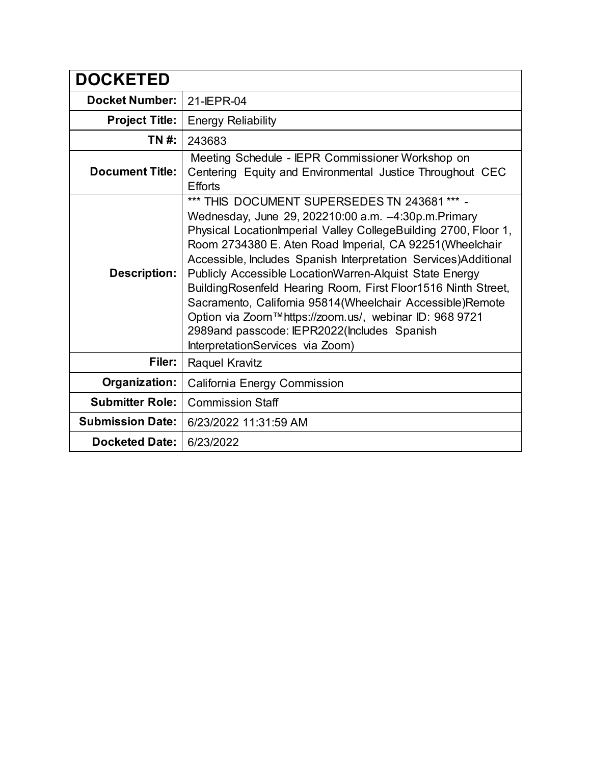| DOCKETED | |
|---|---|
| **Docket Number:** | 21-IEPR-04 |
| **Project Title:** | Energy Reliability |
| **TN #:** | 243683 |
| **Document Title:** | Meeting Schedule - IEPR Commissioner Workshop on Centering Equity and Environmental Justice Throughout CEC Efforts |
| **Description:** | *** THIS DOCUMENT SUPERSEDES TN 243681 *** - Wednesday, June 29, 202210:00 a.m. –4:30p.m.Primary Physical LocationImperial Valley CollegeBuilding 2700, Floor 1, Room 2734380 E. Aten Road Imperial, CA 92251(Wheelchair Accessible, Includes Spanish Interpretation Services)Additional Publicly Accessible LocationWarren-Alquist State Energy BuildingRosenfeld Hearing Room, First Floor1516 Ninth Street, Sacramento, California 95814(Wheelchair Accessible)Remote Option via Zoom™https://zoom.us/, webinar ID: 968 9721 2989and passcode: IEPR2022(Includes Spanish InterpretationServices via Zoom) |
| **Filer:** | Raquel Kravitz |
| **Organization:** | California Energy Commission |
| **Submitter Role:** | Commission Staff |
| **Submission Date:** | 6/23/2022 11:31:59 AM |
| **Docketed Date:** | 6/23/2022 |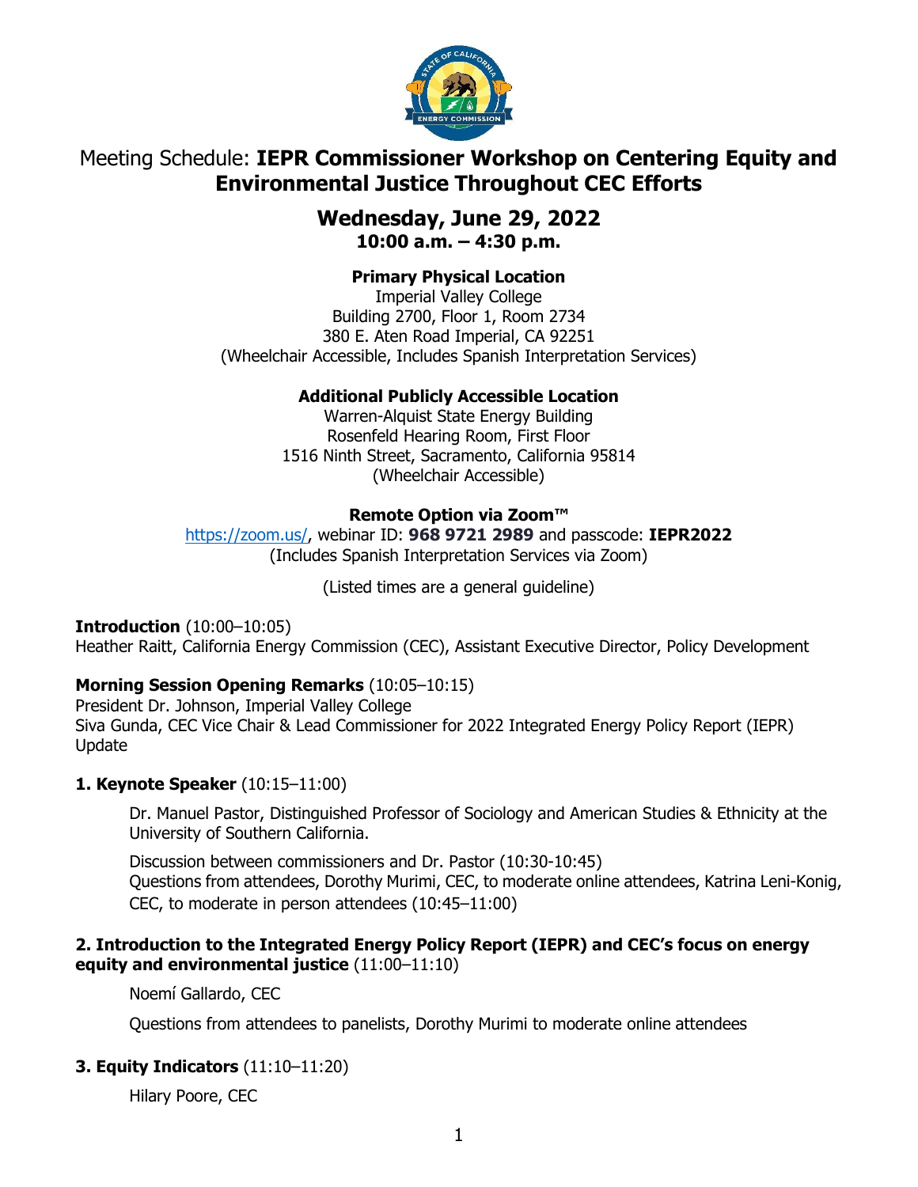# Meeting Schedule: **IEPR Commissioner Workshop on Centering Equity and Environmental Justice Throughout CEC Efforts**

## Wednesday, June 29, 2022
**10:00 a.m. – 4:30 p.m.**

**Primary Physical Location**
Imperial Valley College
Building 2700, Floor 1, Room 2734
380 E. Aten Road Imperial, CA 92251
(Wheelchair Accessible, Includes Spanish Interpretation Services)

**Additional Publicly Accessible Location**
Warren-Alquist State Energy Building
Rosenfeld Hearing Room, First Floor
1516 Ninth Street, Sacramento, California 95814
(Wheelchair Accessible)

**Remote Option via Zoom™**
https://zoom.us/, webinar ID: **968 9721 2989** and passcode: **IEPR2022**
(Includes Spanish Interpretation Services via Zoom)

(Listed times are a general guideline)

**Introduction** (10:00–10:05)
Heather Raitt, California Energy Commission (CEC), Assistant Executive Director, Policy Development

**Morning Session Opening Remarks** (10:05–10:15)
President Dr. Johnson, Imperial Valley College
Siva Gunda, CEC Vice Chair & Lead Commissioner for 2022 Integrated Energy Policy Report (IEPR) Update

**1. Keynote Speaker** (10:15–11:00)

Dr. Manuel Pastor, Distinguished Professor of Sociology and American Studies & Ethnicity at the University of Southern California.

Discussion between commissioners and Dr. Pastor (10:30-10:45)
Questions from attendees, Dorothy Murimi, CEC, to moderate online attendees, Katrina Leni-Konig, CEC, to moderate in person attendees (10:45–11:00)

**2. Introduction to the Integrated Energy Policy Report (IEPR) and CEC's focus on energy equity and environmental justice** (11:00–11:10)

Noemí Gallardo, CEC

Questions from attendees to panelists, Dorothy Murimi to moderate online attendees

**3. Equity Indicators** (11:10–11:20)

Hilary Poore, CEC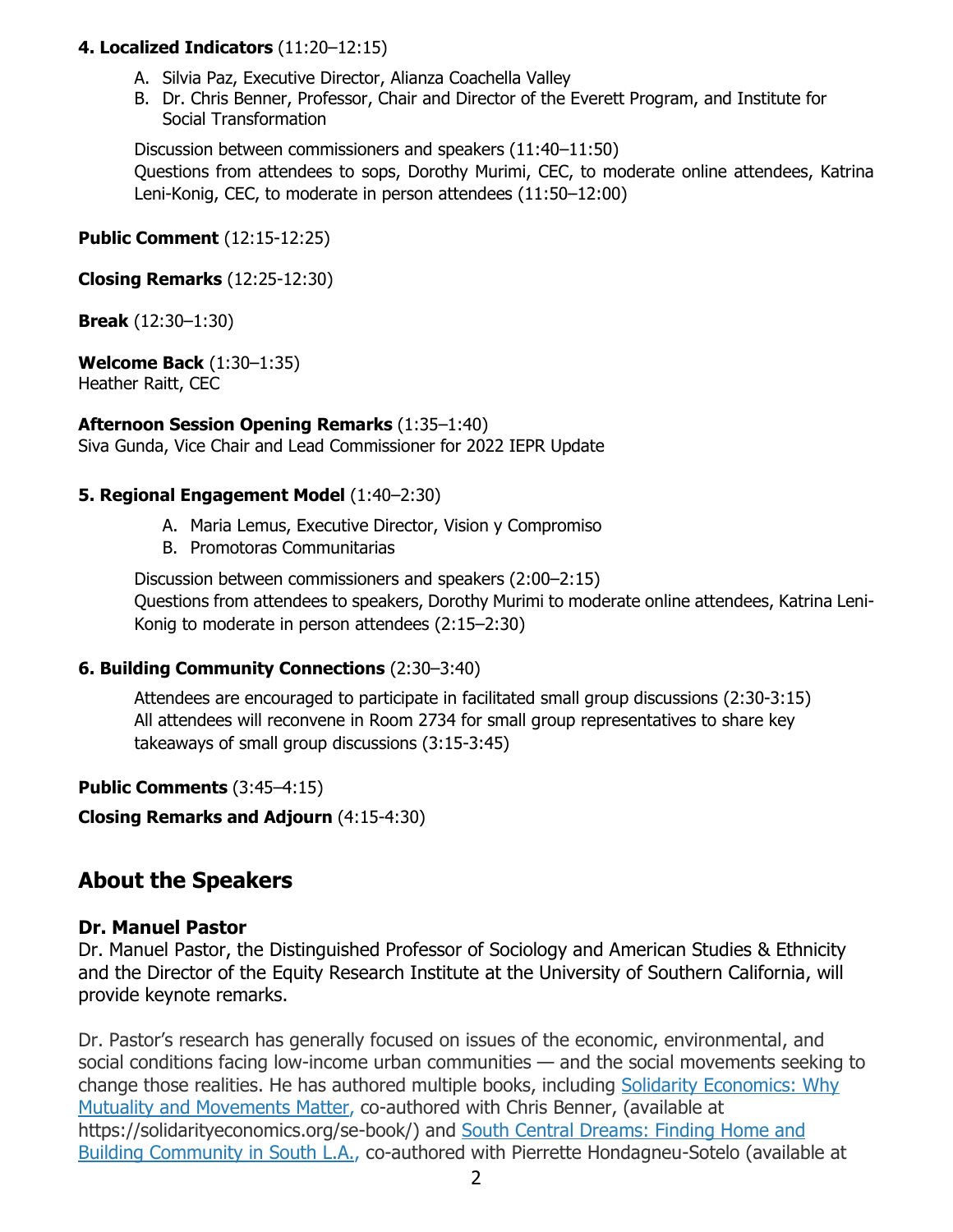**4. Localized Indicators** (11:20–12:15)

A. Silvia Paz, Executive Director, Alianza Coachella Valley
B. Dr. Chris Benner, Professor, Chair and Director of the Everett Program, and Institute for Social Transformation

Discussion between commissioners and speakers (11:40–11:50)
Questions from attendees to sops, Dorothy Murimi, CEC, to moderate online attendees, Katrina Leni-Konig, CEC, to moderate in person attendees (11:50–12:00)

**Public Comment** (12:15-12:25)

**Closing Remarks** (12:25-12:30)

**Break** (12:30–1:30)

**Welcome Back** (1:30–1:35)
Heather Raitt, CEC

**Afternoon Session Opening Remarks** (1:35–1:40)
Siva Gunda, Vice Chair and Lead Commissioner for 2022 IEPR Update

**5. Regional Engagement Model** (1:40–2:30)

A. Maria Lemus, Executive Director, Vision y Compromiso
B. Promotoras Communitarias

Discussion between commissioners and speakers (2:00–2:15)
Questions from attendees to speakers, Dorothy Murimi to moderate online attendees, Katrina Leni-Konig to moderate in person attendees (2:15–2:30)

**6. Building Community Connections** (2:30–3:40)

Attendees are encouraged to participate in facilitated small group discussions (2:30-3:15)
All attendees will reconvene in Room 2734 for small group representatives to share key takeaways of small group discussions (3:15-3:45)

**Public Comments** (3:45–4:15)

**Closing Remarks and Adjourn** (4:15-4:30)

## About the Speakers

### Dr. Manuel Pastor

Dr. Manuel Pastor, the Distinguished Professor of Sociology and American Studies & Ethnicity and the Director of the Equity Research Institute at the University of Southern California, will provide keynote remarks.

Dr. Pastor's research has generally focused on issues of the economic, environmental, and social conditions facing low-income urban communities — and the social movements seeking to change those realities. He has authored multiple books, including Solidarity Economics: Why Mutuality and Movements Matter, co-authored with Chris Benner, (available at https://solidarityeconomics.org/se-book/) and South Central Dreams: Finding Home and Building Community in South L.A., co-authored with Pierrette Hondagneu-Sotelo (available at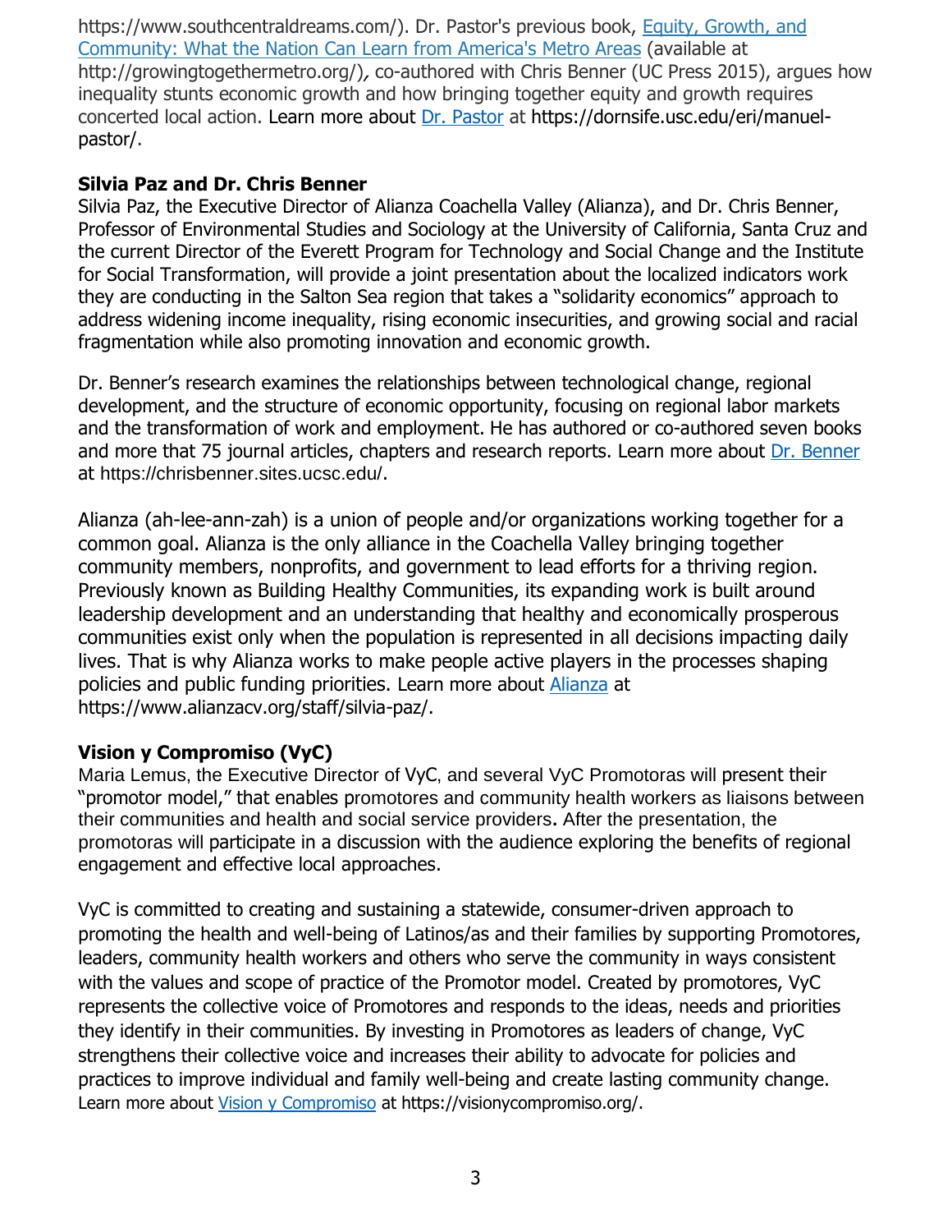https://www.southcentraldreams.com/). Dr. Pastor's previous book, [Equity, Growth, and Community: What the Nation Can Learn from America's Metro Areas](http://growingtogethermetro.org/) (available at http://growingtogethermetro.org/), co-authored with Chris Benner (UC Press 2015), argues how inequality stunts economic growth and how bringing together equity and growth requires concerted local action. Learn more about [Dr. Pastor](https://dornsife.usc.edu/eri/manuel-pastor/) at https://dornsife.usc.edu/eri/manuel-pastor/.

**Silvia Paz and Dr. Chris Benner**

Silvia Paz, the Executive Director of Alianza Coachella Valley (Alianza), and Dr. Chris Benner, Professor of Environmental Studies and Sociology at the University of California, Santa Cruz and the current Director of the Everett Program for Technology and Social Change and the Institute for Social Transformation, will provide a joint presentation about the localized indicators work they are conducting in the Salton Sea region that takes a "solidarity economics" approach to address widening income inequality, rising economic insecurities, and growing social and racial fragmentation while also promoting innovation and economic growth.

Dr. Benner's research examines the relationships between technological change, regional development, and the structure of economic opportunity, focusing on regional labor markets and the transformation of work and employment. He has authored or co-authored seven books and more that 75 journal articles, chapters and research reports. Learn more about [Dr. Benner](https://chrisbenner.sites.ucsc.edu/) at https://chrisbenner.sites.ucsc.edu/.

Alianza (ah-lee-ann-zah) is a union of people and/or organizations working together for a common goal. Alianza is the only alliance in the Coachella Valley bringing together community members, nonprofits, and government to lead efforts for a thriving region. Previously known as Building Healthy Communities, its expanding work is built around leadership development and an understanding that healthy and economically prosperous communities exist only when the population is represented in all decisions impacting daily lives. That is why Alianza works to make people active players in the processes shaping policies and public funding priorities. Learn more about [Alianza](https://www.alianzacv.org/staff/silvia-paz/) at https://www.alianzacv.org/staff/silvia-paz/.

**Vision y Compromiso (VyC)**

Maria Lemus, the Executive Director of VyC, and several VyC Promotoras will present their "promotor model," that enables promotores and community health workers as liaisons between their communities and health and social service providers**.** After the presentation, the promotoras will participate in a discussion with the audience exploring the benefits of regional engagement and effective local approaches.

VyC is committed to creating and sustaining a statewide, consumer-driven approach to promoting the health and well-being of Latinos/as and their families by supporting Promotores, leaders, community health workers and others who serve the community in ways consistent with the values and scope of practice of the Promotor model. Created by promotores, VyC represents the collective voice of Promotores and responds to the ideas, needs and priorities they identify in their communities. By investing in Promotores as leaders of change, VyC strengthens their collective voice and increases their ability to advocate for policies and practices to improve individual and family well-being and create lasting community change. Learn more about [Vision y Compromiso](https://visionycompromiso.org/) at https://visionycompromiso.org/.